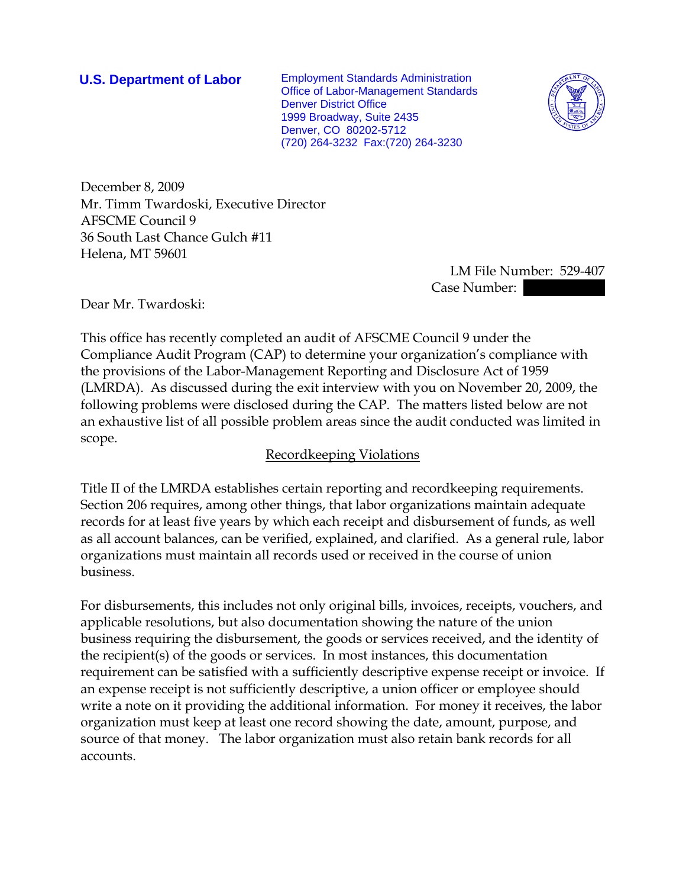**U.S. Department of Labor**

Employment Standards Administration
Office of Labor-Management Standards
Denver District Office
1999 Broadway, Suite 2435
Denver, CO 80202-5712
(720) 264-3232 Fax:(720) 264-3230

December 8, 2009
Mr. Timm Twardoski, Executive Director
AFSCME Council 9
36 South Last Chance Gulch #11
Helena, MT 59601

LM File Number: 529-407
Case Number:

Dear Mr. Twardoski:

This office has recently completed an audit of AFSCME Council 9 under the Compliance Audit Program (CAP) to determine your organization's compliance with the provisions of the Labor-Management Reporting and Disclosure Act of 1959 (LMRDA). As discussed during the exit interview with you on November 20, 2009, the following problems were disclosed during the CAP. The matters listed below are not an exhaustive list of all possible problem areas since the audit conducted was limited in scope.

## Recordkeeping Violations

Title II of the LMRDA establishes certain reporting and recordkeeping requirements. Section 206 requires, among other things, that labor organizations maintain adequate records for at least five years by which each receipt and disbursement of funds, as well as all account balances, can be verified, explained, and clarified. As a general rule, labor organizations must maintain all records used or received in the course of union business.

For disbursements, this includes not only original bills, invoices, receipts, vouchers, and applicable resolutions, but also documentation showing the nature of the union business requiring the disbursement, the goods or services received, and the identity of the recipient(s) of the goods or services. In most instances, this documentation requirement can be satisfied with a sufficiently descriptive expense receipt or invoice. If an expense receipt is not sufficiently descriptive, a union officer or employee should write a note on it providing the additional information. For money it receives, the labor organization must keep at least one record showing the date, amount, purpose, and source of that money. The labor organization must also retain bank records for all accounts.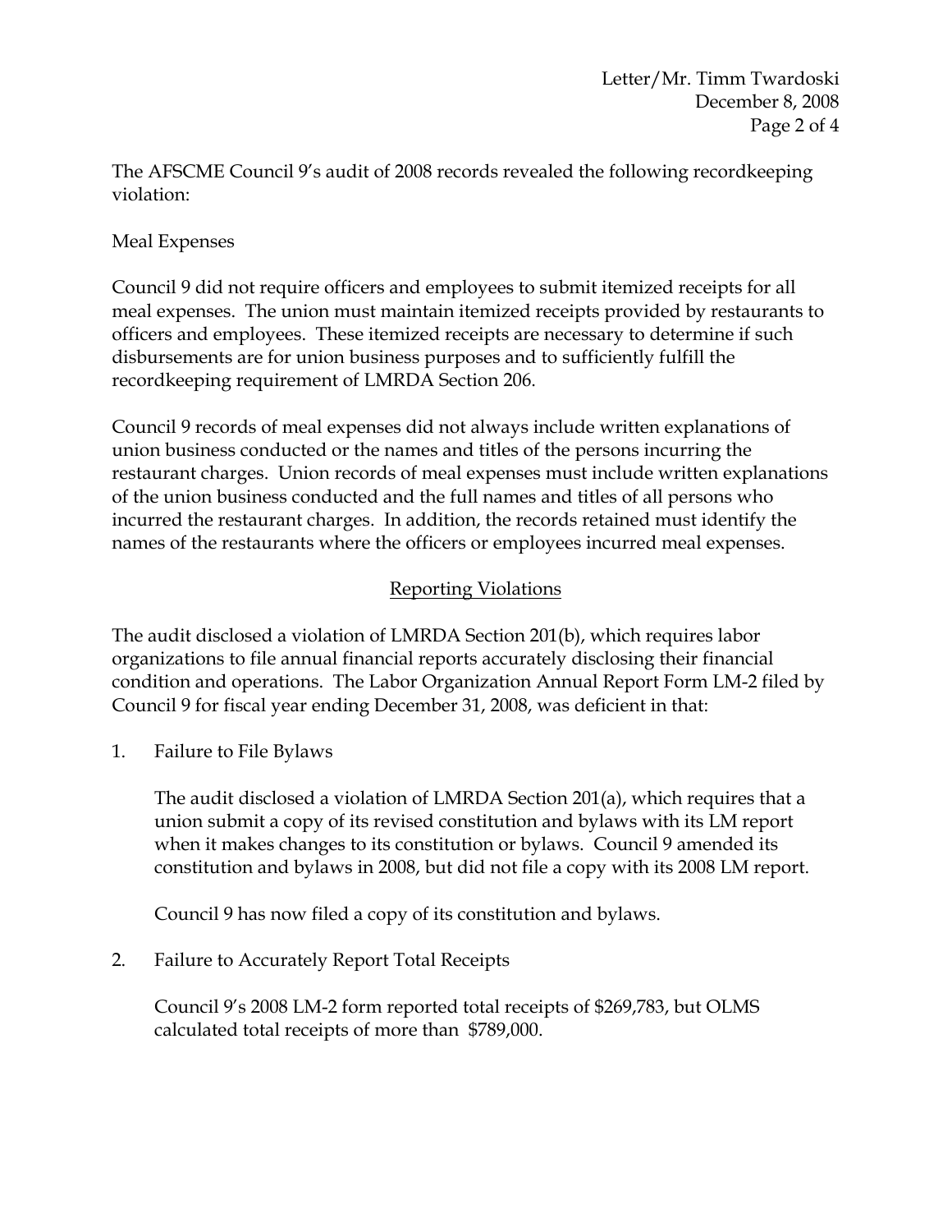The AFSCME Council 9's audit of 2008 records revealed the following recordkeeping violation:

Meal Expenses

Council 9 did not require officers and employees to submit itemized receipts for all meal expenses. The union must maintain itemized receipts provided by restaurants to officers and employees. These itemized receipts are necessary to determine if such disbursements are for union business purposes and to sufficiently fulfill the recordkeeping requirement of LMRDA Section 206.

Council 9 records of meal expenses did not always include written explanations of union business conducted or the names and titles of the persons incurring the restaurant charges. Union records of meal expenses must include written explanations of the union business conducted and the full names and titles of all persons who incurred the restaurant charges. In addition, the records retained must identify the names of the restaurants where the officers or employees incurred meal expenses.

## Reporting Violations

The audit disclosed a violation of LMRDA Section 201(b), which requires labor organizations to file annual financial reports accurately disclosing their financial condition and operations. The Labor Organization Annual Report Form LM-2 filed by Council 9 for fiscal year ending December 31, 2008, was deficient in that:

1. Failure to File Bylaws

   The audit disclosed a violation of LMRDA Section 201(a), which requires that a union submit a copy of its revised constitution and bylaws with its LM report when it makes changes to its constitution or bylaws. Council 9 amended its constitution and bylaws in 2008, but did not file a copy with its 2008 LM report.

   Council 9 has now filed a copy of its constitution and bylaws.

2. Failure to Accurately Report Total Receipts

   Council 9's 2008 LM-2 form reported total receipts of $269,783, but OLMS calculated total receipts of more than $789,000.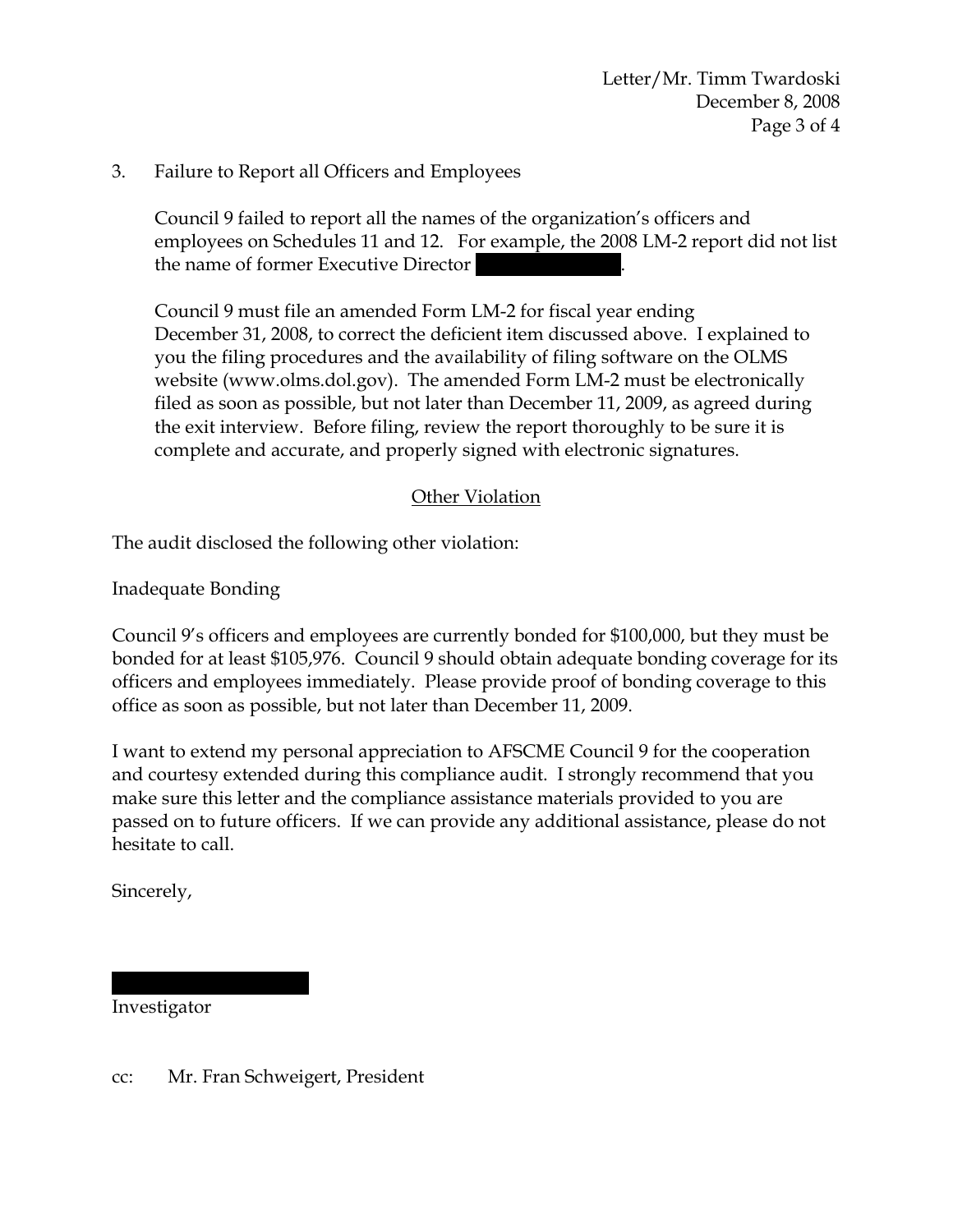3. Failure to Report all Officers and Employees

   Council 9 failed to report all the names of the organization's officers and employees on Schedules 11 and 12. For example, the 2008 LM-2 report did not list the name of former Executive Director ██████████.

   Council 9 must file an amended Form LM-2 for fiscal year ending December 31, 2008, to correct the deficient item discussed above. I explained to you the filing procedures and the availability of filing software on the OLMS website (www.olms.dol.gov). The amended Form LM-2 must be electronically filed as soon as possible, but not later than December 11, 2009, as agreed during the exit interview. Before filing, review the report thoroughly to be sure it is complete and accurate, and properly signed with electronic signatures.

## Other Violation

The audit disclosed the following other violation:

Inadequate Bonding

Council 9's officers and employees are currently bonded for $100,000, but they must be bonded for at least $105,976. Council 9 should obtain adequate bonding coverage for its officers and employees immediately. Please provide proof of bonding coverage to this office as soon as possible, but not later than December 11, 2009.

I want to extend my personal appreciation to AFSCME Council 9 for the cooperation and courtesy extended during this compliance audit. I strongly recommend that you make sure this letter and the compliance assistance materials provided to you are passed on to future officers. If we can provide any additional assistance, please do not hesitate to call.

Sincerely,

██████████

Investigator

cc: Mr. Fran Schweigert, President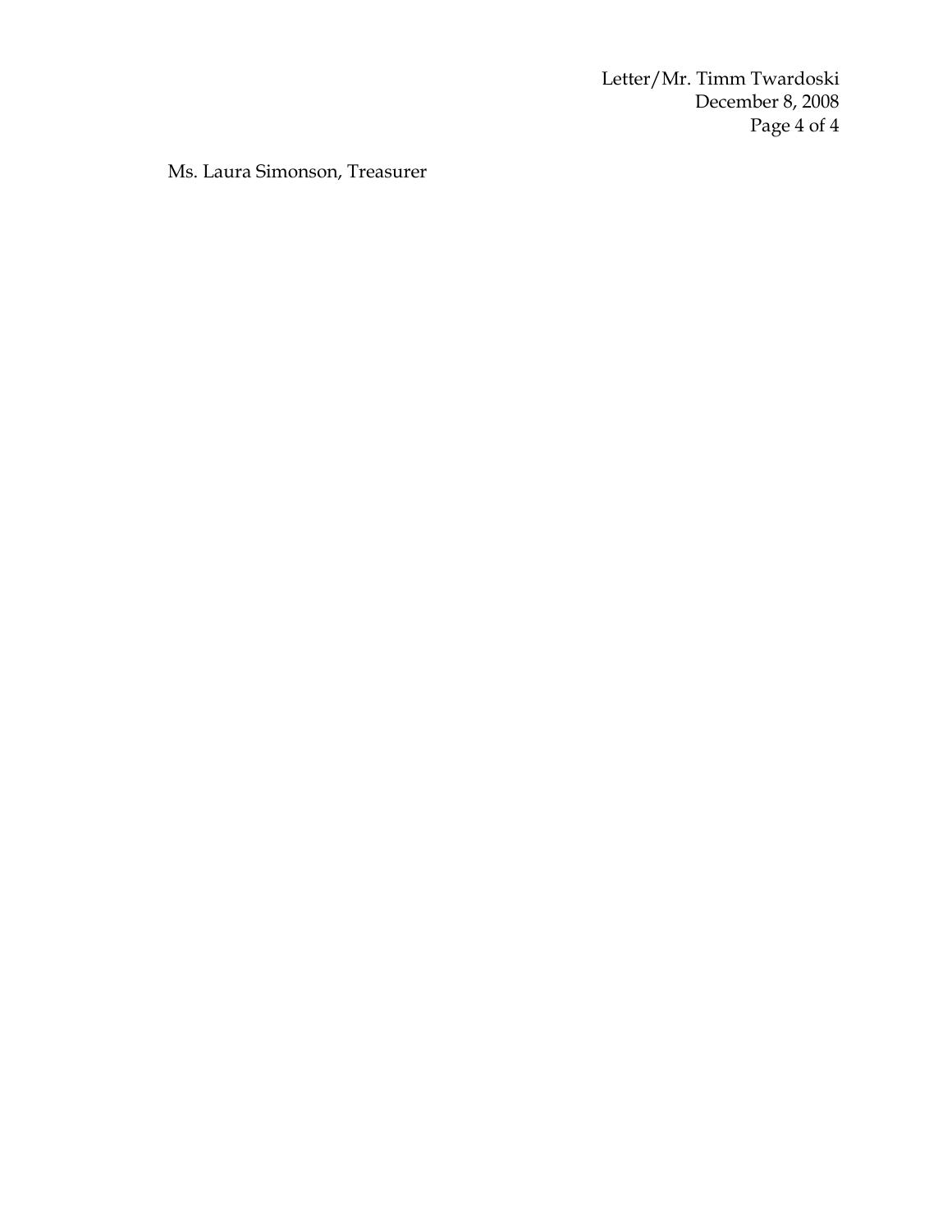Ms. Laura Simonson, Treasurer